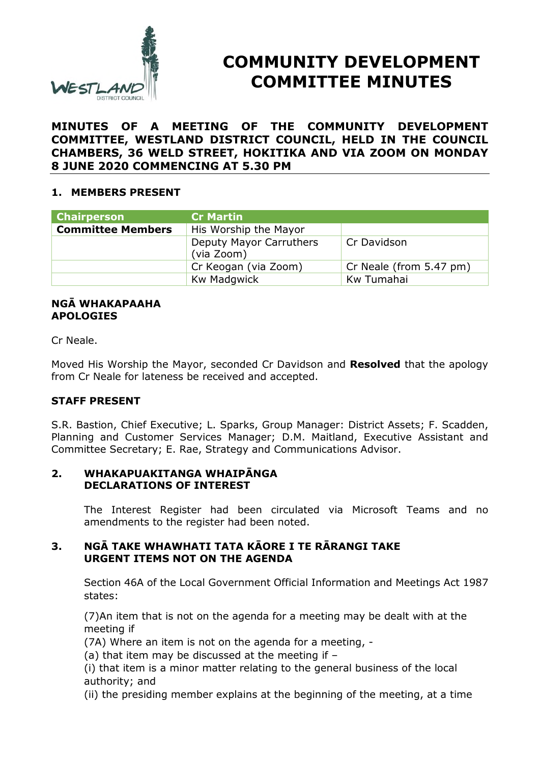# COMMUNITY DEVELOPMENT COMMITTEE MINUTES

**MINUTES OF A MEETING OF THE COMMUNITY DEVELOPMENT COMMITTEE, WESTLAND DISTRICT COUNCIL, HELD IN THE COUNCIL CHAMBERS, 36 WELD STREET, HOKITIKA AND VIA ZOOM ON MONDAY 8 JUNE 2020 COMMENCING AT 5.30 PM**

## 1. MEMBERS PRESENT

| Chairperson | Cr Martin | |
|---|---|---|
| **Committee Members** | His Worship the Mayor | |
| | Deputy Mayor Carruthers (via Zoom) | Cr Davidson |
| | Cr Keogan (via Zoom) | Cr Neale (from 5.47 pm) |
| | Kw Madgwick | Kw Tumahai |

### NGĀ WHAKAPAAHA
### APOLOGIES

Cr Neale.

Moved His Worship the Mayor, seconded Cr Davidson and **Resolved** that the apology from Cr Neale for lateness be received and accepted.

### STAFF PRESENT

S.R. Bastion, Chief Executive; L. Sparks, Group Manager: District Assets; F. Scadden, Planning and Customer Services Manager; D.M. Maitland, Executive Assistant and Committee Secretary; E. Rae, Strategy and Communications Advisor.

## 2. WHAKAPUAKITANGA WHAIPĀNGA
## DECLARATIONS OF INTEREST

The Interest Register had been circulated via Microsoft Teams and no amendments to the register had been noted.

## 3. NGĀ TAKE WHAWHATI TATA KĀORE I TE RĀRANGI TAKE
## URGENT ITEMS NOT ON THE AGENDA

Section 46A of the Local Government Official Information and Meetings Act 1987 states:

(7)An item that is not on the agenda for a meeting may be dealt with at the meeting if

(7A) Where an item is not on the agenda for a meeting, -

(a) that item may be discussed at the meeting if –

(i) that item is a minor matter relating to the general business of the local authority; and

(ii) the presiding member explains at the beginning of the meeting, at a time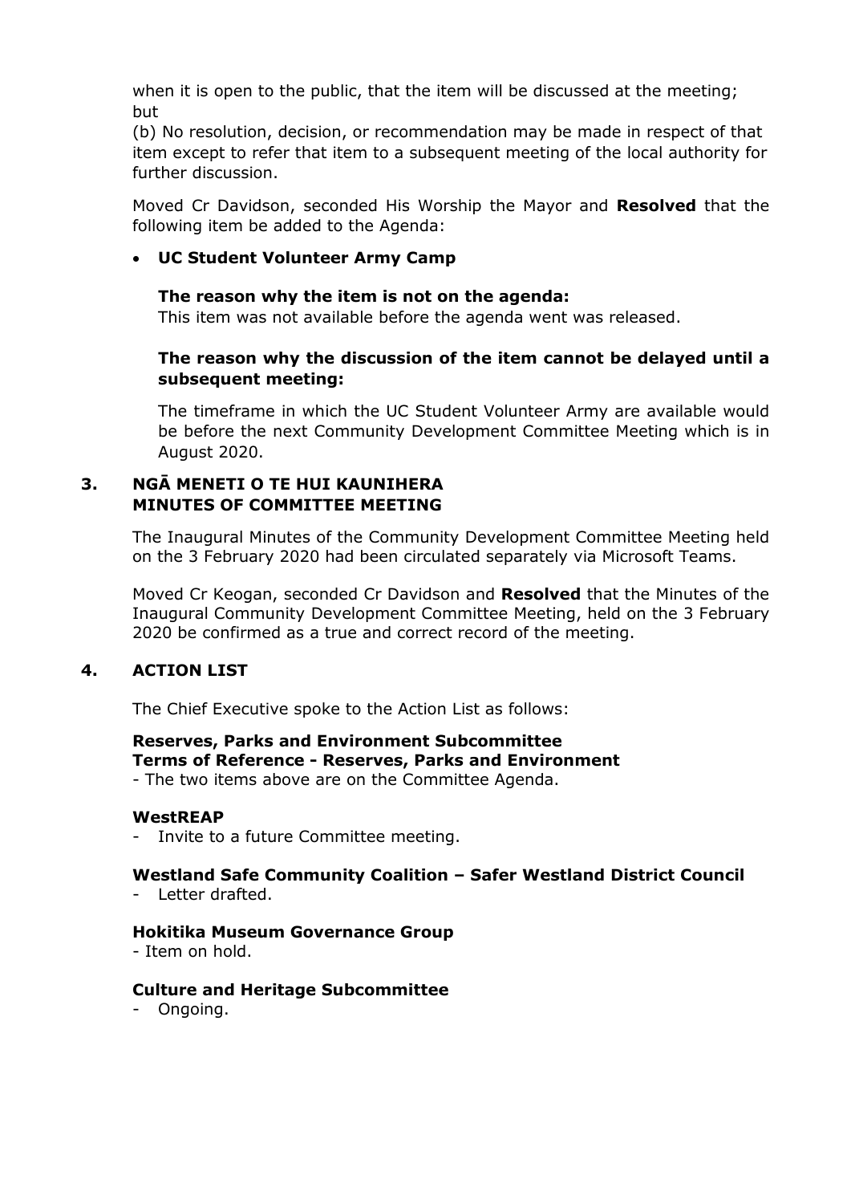when it is open to the public, that the item will be discussed at the meeting; but

(b) No resolution, decision, or recommendation may be made in respect of that item except to refer that item to a subsequent meeting of the local authority for further discussion.

Moved Cr Davidson, seconded His Worship the Mayor and **Resolved** that the following item be added to the Agenda:

- **UC Student Volunteer Army Camp**

  **The reason why the item is not on the agenda:**
  This item was not available before the agenda went was released.

  **The reason why the discussion of the item cannot be delayed until a subsequent meeting:**

  The timeframe in which the UC Student Volunteer Army are available would be before the next Community Development Committee Meeting which is in August 2020.

## 3. NGĀ MENETI O TE HUI KAUNIHERA MINUTES OF COMMITTEE MEETING

The Inaugural Minutes of the Community Development Committee Meeting held on the 3 February 2020 had been circulated separately via Microsoft Teams.

Moved Cr Keogan, seconded Cr Davidson and **Resolved** that the Minutes of the Inaugural Community Development Committee Meeting, held on the 3 February 2020 be confirmed as a true and correct record of the meeting.

## 4. ACTION LIST

The Chief Executive spoke to the Action List as follows:

**Reserves, Parks and Environment Subcommittee**
**Terms of Reference - Reserves, Parks and Environment**
- The two items above are on the Committee Agenda.

**WestREAP**
- Invite to a future Committee meeting.

**Westland Safe Community Coalition – Safer Westland District Council**
- Letter drafted.

**Hokitika Museum Governance Group**
- Item on hold.

**Culture and Heritage Subcommittee**
- Ongoing.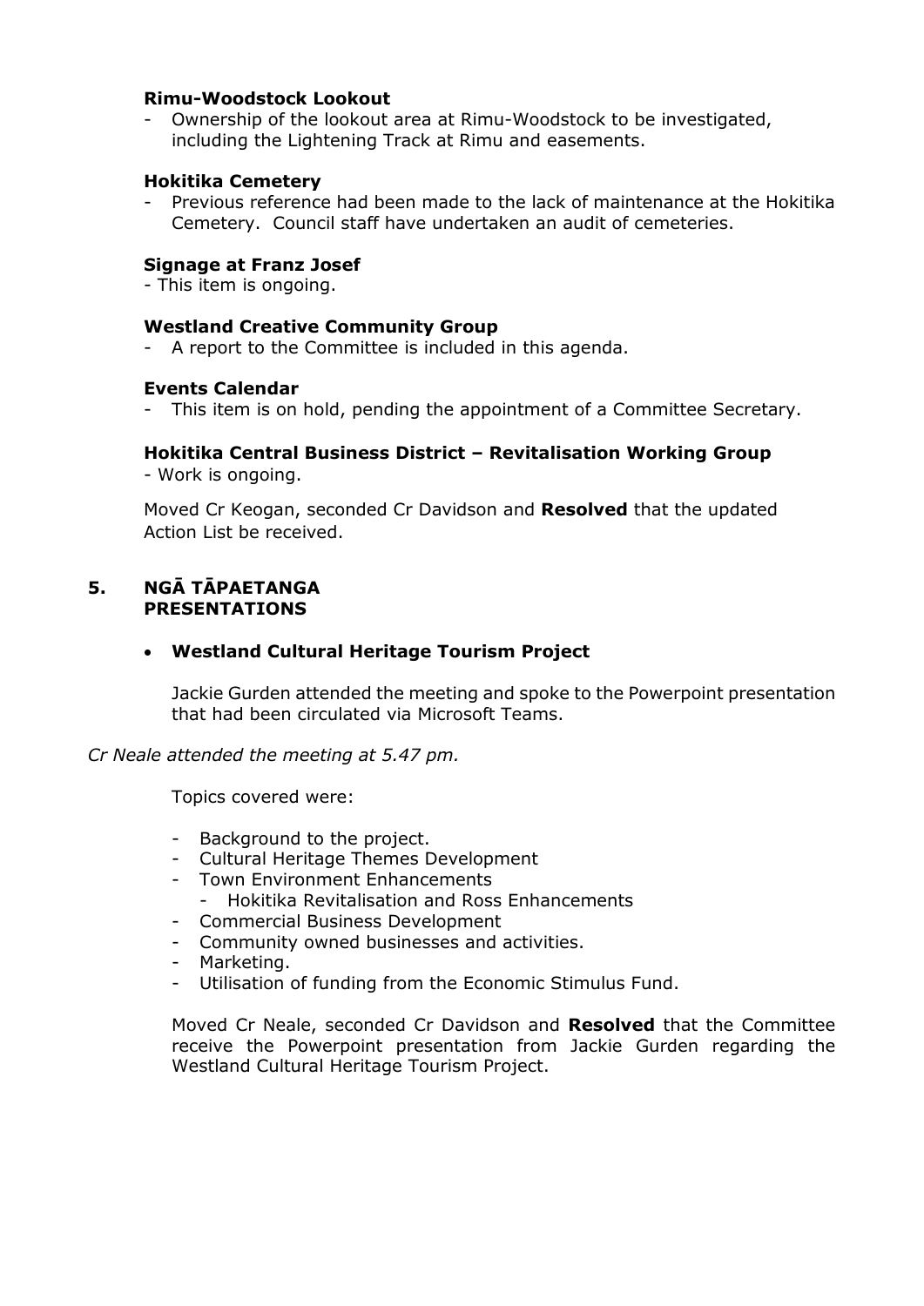**Rimu-Woodstock Lookout**

- Ownership of the lookout area at Rimu-Woodstock to be investigated, including the Lightening Track at Rimu and easements.

**Hokitika Cemetery**

- Previous reference had been made to the lack of maintenance at the Hokitika Cemetery. Council staff have undertaken an audit of cemeteries.

**Signage at Franz Josef**

- This item is ongoing.

**Westland Creative Community Group**

- A report to the Committee is included in this agenda.

**Events Calendar**

- This item is on hold, pending the appointment of a Committee Secretary.

**Hokitika Central Business District – Revitalisation Working Group**

- Work is ongoing.

Moved Cr Keogan, seconded Cr Davidson and **Resolved** that the updated Action List be received.

## 5. NGĀ TĀPAETANGA PRESENTATIONS

- **Westland Cultural Heritage Tourism Project**

  Jackie Gurden attended the meeting and spoke to the Powerpoint presentation that had been circulated via Microsoft Teams.

*Cr Neale attended the meeting at 5.47 pm.*

Topics covered were:

- Background to the project.
- Cultural Heritage Themes Development
- Town Environment Enhancements
  - Hokitika Revitalisation and Ross Enhancements
- Commercial Business Development
- Community owned businesses and activities.
- Marketing.
- Utilisation of funding from the Economic Stimulus Fund.

Moved Cr Neale, seconded Cr Davidson and **Resolved** that the Committee receive the Powerpoint presentation from Jackie Gurden regarding the Westland Cultural Heritage Tourism Project.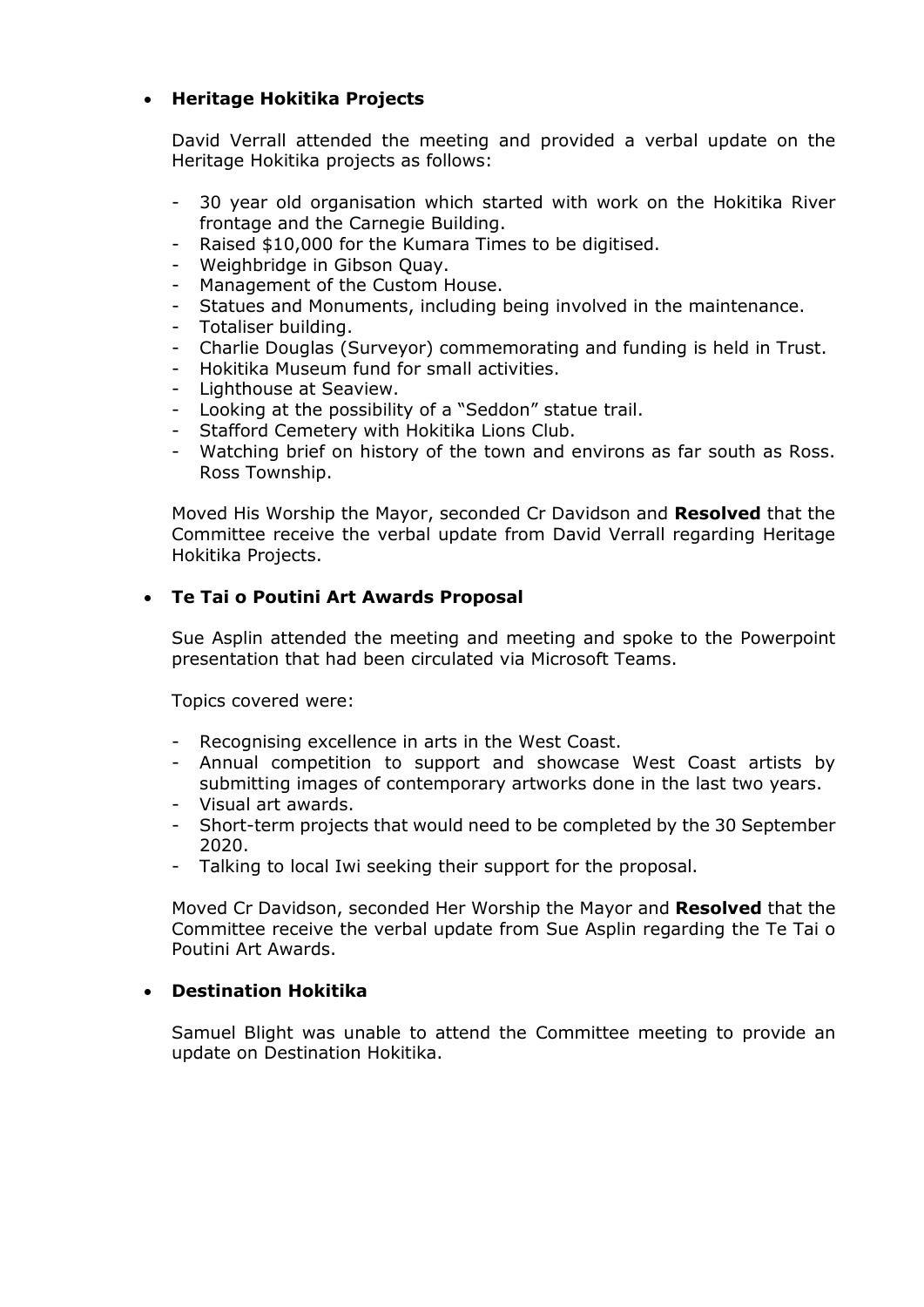- **Heritage Hokitika Projects**

  David Verrall attended the meeting and provided a verbal update on the Heritage Hokitika projects as follows:

  - 30 year old organisation which started with work on the Hokitika River frontage and the Carnegie Building.
  - Raised $10,000 for the Kumara Times to be digitised.
  - Weighbridge in Gibson Quay.
  - Management of the Custom House.
  - Statues and Monuments, including being involved in the maintenance.
  - Totaliser building.
  - Charlie Douglas (Surveyor) commemorating and funding is held in Trust.
  - Hokitika Museum fund for small activities.
  - Lighthouse at Seaview.
  - Looking at the possibility of a "Seddon" statue trail.
  - Stafford Cemetery with Hokitika Lions Club.
  - Watching brief on history of the town and environs as far south as Ross. Ross Township.

  Moved His Worship the Mayor, seconded Cr Davidson and **Resolved** that the Committee receive the verbal update from David Verrall regarding Heritage Hokitika Projects.

- **Te Tai o Poutini Art Awards Proposal**

  Sue Asplin attended the meeting and meeting and spoke to the Powerpoint presentation that had been circulated via Microsoft Teams.

  Topics covered were:

  - Recognising excellence in arts in the West Coast.
  - Annual competition to support and showcase West Coast artists by submitting images of contemporary artworks done in the last two years.
  - Visual art awards.
  - Short-term projects that would need to be completed by the 30 September 2020.
  - Talking to local Iwi seeking their support for the proposal.

  Moved Cr Davidson, seconded Her Worship the Mayor and **Resolved** that the Committee receive the verbal update from Sue Asplin regarding the Te Tai o Poutini Art Awards.

- **Destination Hokitika**

  Samuel Blight was unable to attend the Committee meeting to provide an update on Destination Hokitika.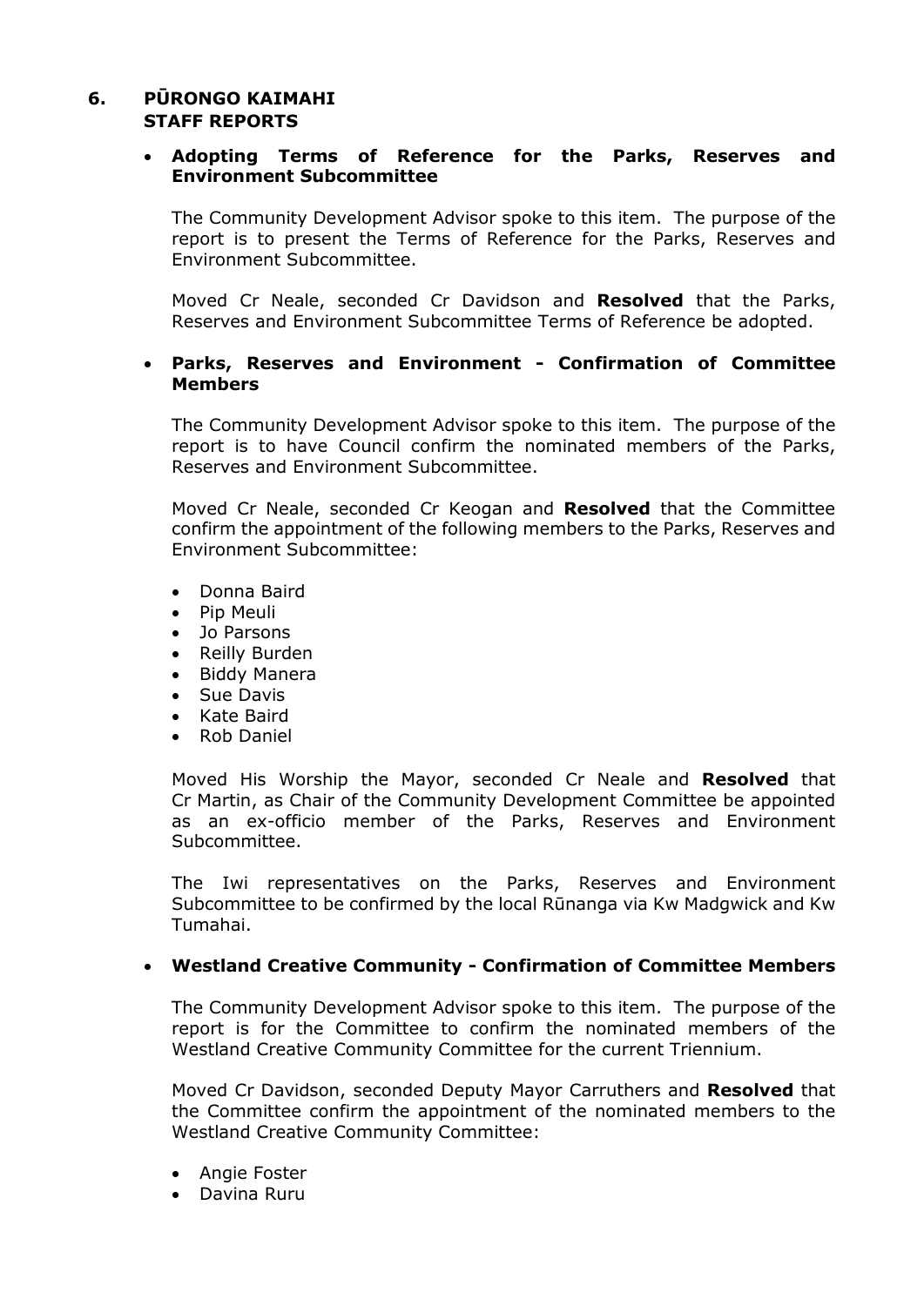## 6. PŪRONGO KAIMAHI STAFF REPORTS

- **Adopting Terms of Reference for the Parks, Reserves and Environment Subcommittee**

  The Community Development Advisor spoke to this item. The purpose of the report is to present the Terms of Reference for the Parks, Reserves and Environment Subcommittee.

  Moved Cr Neale, seconded Cr Davidson and **Resolved** that the Parks, Reserves and Environment Subcommittee Terms of Reference be adopted.

- **Parks, Reserves and Environment - Confirmation of Committee Members**

  The Community Development Advisor spoke to this item. The purpose of the report is to have Council confirm the nominated members of the Parks, Reserves and Environment Subcommittee.

  Moved Cr Neale, seconded Cr Keogan and **Resolved** that the Committee confirm the appointment of the following members to the Parks, Reserves and Environment Subcommittee:

  - Donna Baird
  - Pip Meuli
  - Jo Parsons
  - Reilly Burden
  - Biddy Manera
  - Sue Davis
  - Kate Baird
  - Rob Daniel

  Moved His Worship the Mayor, seconded Cr Neale and **Resolved** that Cr Martin, as Chair of the Community Development Committee be appointed as an ex-officio member of the Parks, Reserves and Environment Subcommittee.

  The Iwi representatives on the Parks, Reserves and Environment Subcommittee to be confirmed by the local Rūnanga via Kw Madgwick and Kw Tumahai.

- **Westland Creative Community - Confirmation of Committee Members**

  The Community Development Advisor spoke to this item. The purpose of the report is for the Committee to confirm the nominated members of the Westland Creative Community Committee for the current Triennium.

  Moved Cr Davidson, seconded Deputy Mayor Carruthers and **Resolved** that the Committee confirm the appointment of the nominated members to the Westland Creative Community Committee:

  - Angie Foster
  - Davina Ruru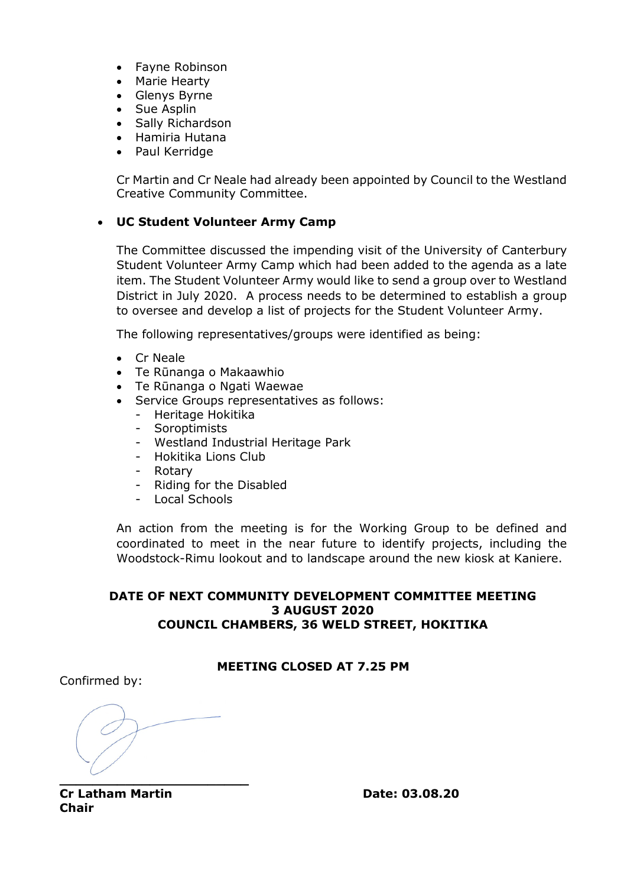- Fayne Robinson
- Marie Hearty
- Glenys Byrne
- Sue Asplin
- Sally Richardson
- Hamiria Hutana
- Paul Kerridge

Cr Martin and Cr Neale had already been appointed by Council to the Westland Creative Community Committee.

- **UC Student Volunteer Army Camp**

The Committee discussed the impending visit of the University of Canterbury Student Volunteer Army Camp which had been added to the agenda as a late item. The Student Volunteer Army would like to send a group over to Westland District in July 2020. A process needs to be determined to establish a group to oversee and develop a list of projects for the Student Volunteer Army.

The following representatives/groups were identified as being:

- Cr Neale
- Te Rūnanga o Makaawhio
- Te Rūnanga o Ngati Waewae
- Service Groups representatives as follows:
  - Heritage Hokitika
  - Soroptimists
  - Westland Industrial Heritage Park
  - Hokitika Lions Club
  - Rotary
  - Riding for the Disabled
  - Local Schools

An action from the meeting is for the Working Group to be defined and coordinated to meet in the near future to identify projects, including the Woodstock-Rimu lookout and to landscape around the new kiosk at Kaniere.

**DATE OF NEXT COMMUNITY DEVELOPMENT COMMITTEE MEETING**
**3 AUGUST 2020**
**COUNCIL CHAMBERS, 36 WELD STREET, HOKITIKA**

**MEETING CLOSED AT 7.25 PM**

Confirmed by:

**Cr Latham Martin**
**Chair**

**Date: 03.08.20**